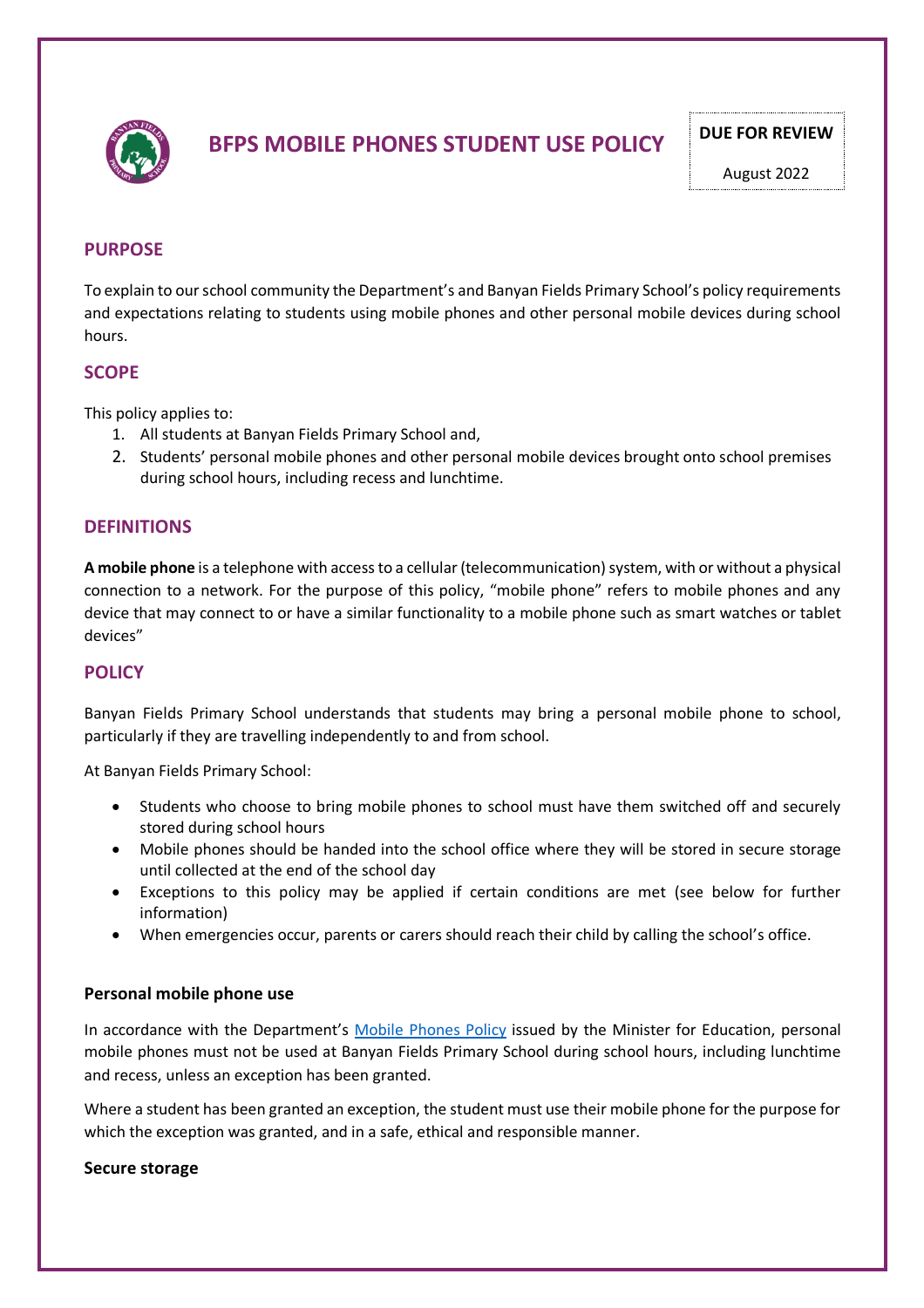# BFPS MOBILE PHONES STUDENT USE POLICY

**DUE FOR REVIEW**

August 2022

## PURPOSE

To explain to our school community the Department's and Banyan Fields Primary School's policy requirements and expectations relating to students using mobile phones and other personal mobile devices during school hours.

## SCOPE

This policy applies to:

1. All students at Banyan Fields Primary School and,
2. Students' personal mobile phones and other personal mobile devices brought onto school premises during school hours, including recess and lunchtime.

## DEFINITIONS

**A mobile phone** is a telephone with access to a cellular (telecommunication) system, with or without a physical connection to a network. For the purpose of this policy, "mobile phone" refers to mobile phones and any device that may connect to or have a similar functionality to a mobile phone such as smart watches or tablet devices"

## POLICY

Banyan Fields Primary School understands that students may bring a personal mobile phone to school, particularly if they are travelling independently to and from school.

At Banyan Fields Primary School:

- Students who choose to bring mobile phones to school must have them switched off and securely stored during school hours
- Mobile phones should be handed into the school office where they will be stored in secure storage until collected at the end of the school day
- Exceptions to this policy may be applied if certain conditions are met (see below for further information)
- When emergencies occur, parents or carers should reach their child by calling the school's office.

### Personal mobile phone use

In accordance with the Department's [Mobile Phones Policy](#) issued by the Minister for Education, personal mobile phones must not be used at Banyan Fields Primary School during school hours, including lunchtime and recess, unless an exception has been granted.

Where a student has been granted an exception, the student must use their mobile phone for the purpose for which the exception was granted, and in a safe, ethical and responsible manner.

### Secure storage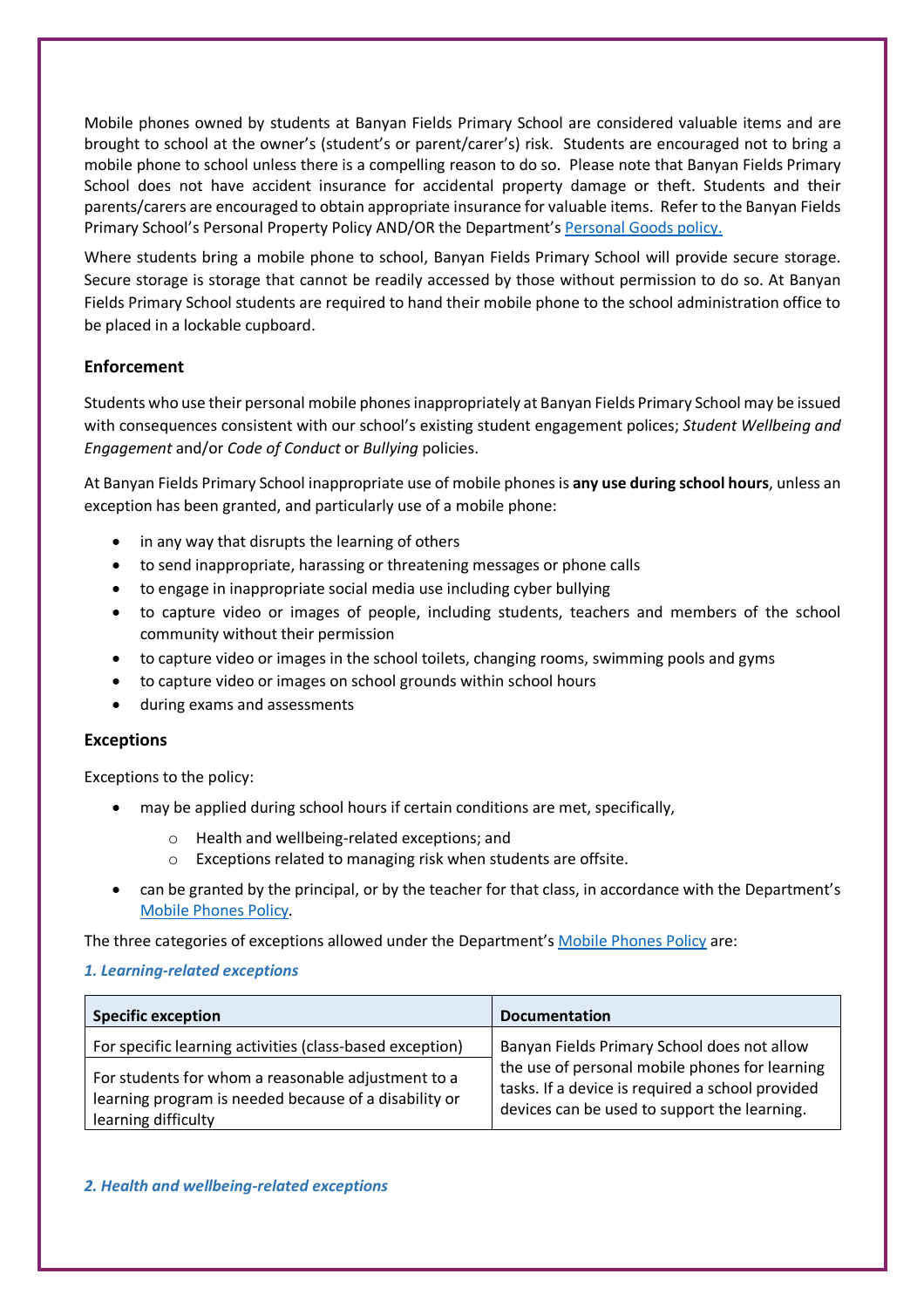Mobile phones owned by students at Banyan Fields Primary School are considered valuable items and are brought to school at the owner's (student's or parent/carer's) risk. Students are encouraged not to bring a mobile phone to school unless there is a compelling reason to do so. Please note that Banyan Fields Primary School does not have accident insurance for accidental property damage or theft. Students and their parents/carers are encouraged to obtain appropriate insurance for valuable items. Refer to the Banyan Fields Primary School's Personal Property Policy AND/OR the Department's [Personal Goods policy.]

Where students bring a mobile phone to school, Banyan Fields Primary School will provide secure storage. Secure storage is storage that cannot be readily accessed by those without permission to do so. At Banyan Fields Primary School students are required to hand their mobile phone to the school administration office to be placed in a lockable cupboard.

### Enforcement

Students who use their personal mobile phones inappropriately at Banyan Fields Primary School may be issued with consequences consistent with our school's existing student engagement polices; *Student Wellbeing and Engagement* and/or *Code of Conduct* or *Bullying* policies.

At Banyan Fields Primary School inappropriate use of mobile phones is **any use during school hours**, unless an exception has been granted, and particularly use of a mobile phone:

- in any way that disrupts the learning of others
- to send inappropriate, harassing or threatening messages or phone calls
- to engage in inappropriate social media use including cyber bullying
- to capture video or images of people, including students, teachers and members of the school community without their permission
- to capture video or images in the school toilets, changing rooms, swimming pools and gyms
- to capture video or images on school grounds within school hours
- during exams and assessments

### Exceptions

Exceptions to the policy:

- may be applied during school hours if certain conditions are met, specifically,
  - Health and wellbeing-related exceptions; and
  - Exceptions related to managing risk when students are offsite.
- can be granted by the principal, or by the teacher for that class, in accordance with the Department's Mobile Phones Policy.

The three categories of exceptions allowed under the Department's Mobile Phones Policy are:

#### *1. Learning-related exceptions*

| Specific exception | Documentation |
|---|---|
| For specific learning activities (class-based exception) | Banyan Fields Primary School does not allow the use of personal mobile phones for learning tasks. If a device is required a school provided devices can be used to support the learning. |
| For students for whom a reasonable adjustment to a learning program is needed because of a disability or learning difficulty | |

#### *2. Health and wellbeing-related exceptions*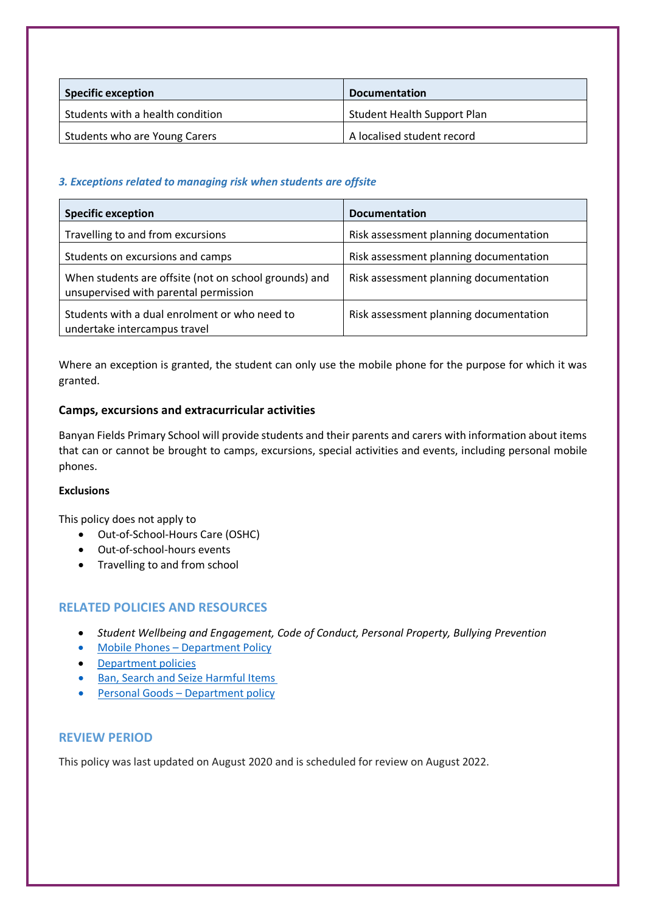| Specific exception | Documentation |
| --- | --- |
| Students with a health condition | Student Health Support Plan |
| Students who are Young Carers | A localised student record |

***3. Exceptions related to managing risk when students are offsite***

| Specific exception | Documentation |
| --- | --- |
| Travelling to and from excursions | Risk assessment planning documentation |
| Students on excursions and camps | Risk assessment planning documentation |
| When students are offsite (not on school grounds) and unsupervised with parental permission | Risk assessment planning documentation |
| Students with a dual enrolment or who need to undertake intercampus travel | Risk assessment planning documentation |

Where an exception is granted, the student can only use the mobile phone for the purpose for which it was granted.

### Camps, excursions and extracurricular activities

Banyan Fields Primary School will provide students and their parents and carers with information about items that can or cannot be brought to camps, excursions, special activities and events, including personal mobile phones.

**Exclusions**

This policy does not apply to

- Out-of-School-Hours Care (OSHC)
- Out-of-school-hours events
- Travelling to and from school

## RELATED POLICIES AND RESOURCES

- *Student Wellbeing and Engagement, Code of Conduct, Personal Property, Bullying Prevention*
- Mobile Phones – Department Policy
- Department policies
- Ban, Search and Seize Harmful Items
- Personal Goods – Department policy

## REVIEW PERIOD

This policy was last updated on August 2020 and is scheduled for review on August 2022.